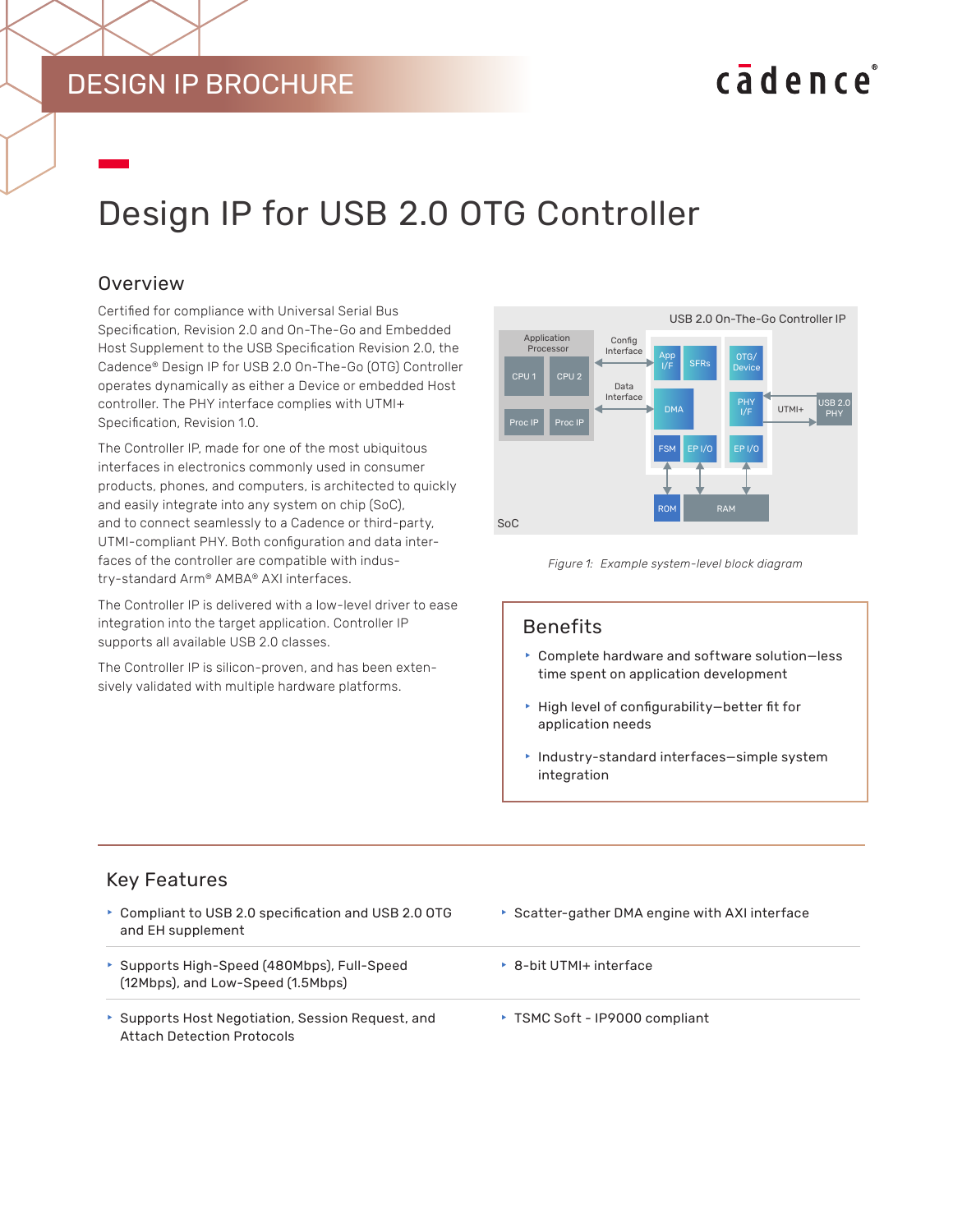DESIGN IP BROCHURE

# Design IP for USB 2.0 OTG Controller

## Overview

Certified for compliance with Universal Serial Bus Specification, Revision 2.0 and On-The-Go and Embedded Host Supplement to the USB Specification Revision 2.0, the Cadence® Design IP for USB 2.0 On-The-Go (OTG) Controller operates dynamically as either a Device or embedded Host controller. The PHY interface complies with UTMI+ Specification, Revision 1.0.

The Controller IP, made for one of the most ubiquitous interfaces in electronics commonly used in consumer products, phones, and computers, is architected to quickly and easily integrate into any system on chip (SoC), and to connect seamlessly to a Cadence or third-party, UTMI-compliant PHY. Both configuration and data interfaces of the controller are compatible with industry-standard Arm® AMBA® AXI interfaces.

The Controller IP is delivered with a low-level driver to ease integration into the target application. Controller IP supports all available USB 2.0 classes.

The Controller IP is silicon-proven, and has been extensively validated with multiple hardware platforms.

*Figure 1: Example system-level block diagram*

## Benefits

- Complete hardware and software solution—less time spent on application development
- High level of configurability—better fit for application needs
- Industry-standard interfaces—simple system integration

## Key Features

- Compliant to USB 2.0 specification and USB 2.0 OTG and EH supplement
- Supports High-Speed (480Mbps), Full-Speed (12Mbps), and Low-Speed (1.5Mbps)
- Supports Host Negotiation, Session Request, and Attach Detection Protocols
- Scatter-gather DMA engine with AXI interface
- 8-bit UTMI+ interface
- TSMC Soft - IP9000 compliant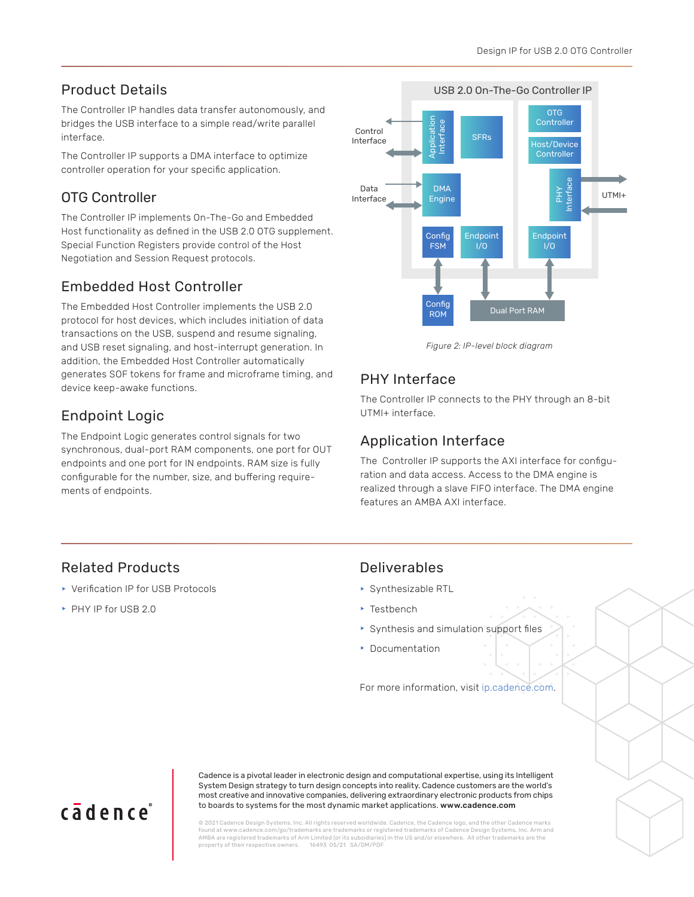## Product Details

The Controller IP handles data transfer autonomously, and bridges the USB interface to a simple read/write parallel interface.

The Controller IP supports a DMA interface to optimize controller operation for your specific application.

## OTG Controller

The Controller IP implements On-The-Go and Embedded Host functionality as defined in the USB 2.0 OTG supplement. Special Function Registers provide control of the Host Negotiation and Session Request protocols.

## Embedded Host Controller

The Embedded Host Controller implements the USB 2.0 protocol for host devices, which includes initiation of data transactions on the USB, suspend and resume signaling, and USB reset signaling, and host-interrupt generation. In addition, the Embedded Host Controller automatically generates SOF tokens for frame and microframe timing, and device keep-awake functions.

## Endpoint Logic

The Endpoint Logic generates control signals for two synchronous, dual-port RAM components, one port for OUT endpoints and one port for IN endpoints. RAM size is fully configurable for the number, size, and buffering requirements of endpoints.

USB 2.0 On-The-Go Controller IP

Control Interface

Data Interface

Application Interface

SFRs

DMA Engine

Config FSM

Endpoint I/O

OTG Controller

Host/Device Controller

PHY Interface

UTMI+

Endpoint I/O

Config ROM

Dual Port RAM

*Figure 2: IP-level block diagram*

## PHY Interface

The Controller IP connects to the PHY through an 8-bit UTMI+ interface.

## Application Interface

The Controller IP supports the AXI interface for configuration and data access. Access to the DMA engine is realized through a slave FIFO interface. The DMA engine features an AMBA AXI interface.

## Related Products

- Verification IP for USB Protocols
- PHY IP for USB 2.0

## Deliverables

- Synthesizable RTL
- Testbench
- Synthesis and simulation support files
- Documentation

For more information, visit ip.cadence.com.

Cadence is a pivotal leader in electronic design and computational expertise, using its Intelligent System Design strategy to turn design concepts into reality. Cadence customers are the world's most creative and innovative companies, delivering extraordinary electronic products from chips to boards to systems for the most dynamic market applications. **www.cadence.com**

© 2021 Cadence Design Systems, Inc. All rights reserved worldwide. Cadence, the Cadence logo, and the other Cadence marks found at www.cadence.com/go/trademarks are trademarks or registered trademarks of Cadence Design Systems, Inc. Arm and AMBA are registered trademarks of Arm Limited (or its subsidiaries) in the US and/or elsewhere. All other trademarks are the property of their respective owners. 16493 05/21 SA/DM/PDF